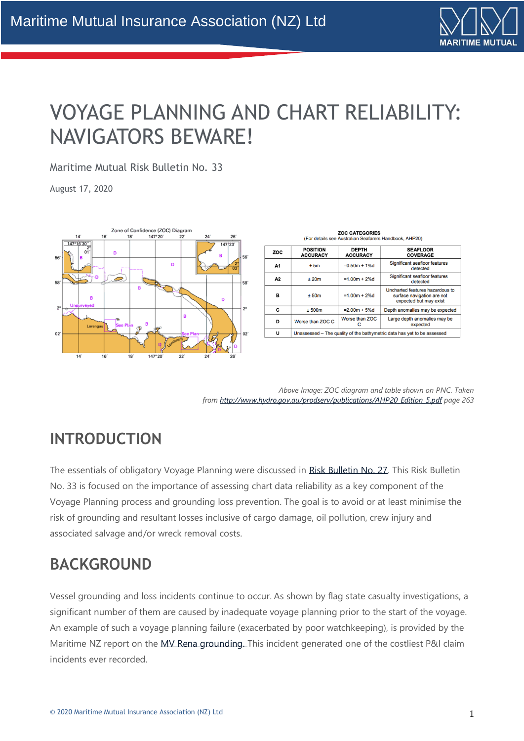# VOYAGE PLANNING AND CHART RELIABILITY: NAVIGATORS BEWARE!

Maritime Mutual Risk Bulletin No. 33

August 17, 2020

**ZOC CATEGORIES**
(For details see Australian Seafarers Handbook, AHP20)

| ZOC | POSITION ACCURACY | DEPTH ACCURACY | SEAFLOOR COVERAGE |
|---|---|---|---|
| A1 | ± 5m | =0.50m + 1%d | Significant seafloor features detected |
| A2 | ± 20m | =1.00m + 2%d | Significant seafloor features detected |
| B | ± 50m | =1.00m + 2%d | Uncharted features hazardous to surface navigation are not expected but may exist |
| C | ± 500m | =2.00m + 5%d | Depth anomalies may be expected |
| D | Worse than ZOC C | Worse than ZOC C | Large depth anomalies may be expected |
| U | Unassessed – The quality of the bathymetric data has yet to be assessed | | |

*Above Image: ZOC diagram and table shown on PNC. Taken from http://www.hydro.gov.au/prodserv/publications/AHP20_Edition_5.pdf page 263*

## INTRODUCTION

The essentials of obligatory Voyage Planning were discussed in Risk Bulletin No. 27. This Risk Bulletin No. 33 is focused on the importance of assessing chart data reliability as a key component of the Voyage Planning process and grounding loss prevention. The goal is to avoid or at least minimise the risk of grounding and resultant losses inclusive of cargo damage, oil pollution, crew injury and associated salvage and/or wreck removal costs.

## BACKGROUND

Vessel grounding and loss incidents continue to occur. As shown by flag state casualty investigations, a significant number of them are caused by inadequate voyage planning prior to the start of the voyage. An example of such a voyage planning failure (exacerbated by poor watchkeeping), is provided by the Maritime NZ report on the MV Rena grounding. This incident generated one of the costliest P&I claim incidents ever recorded.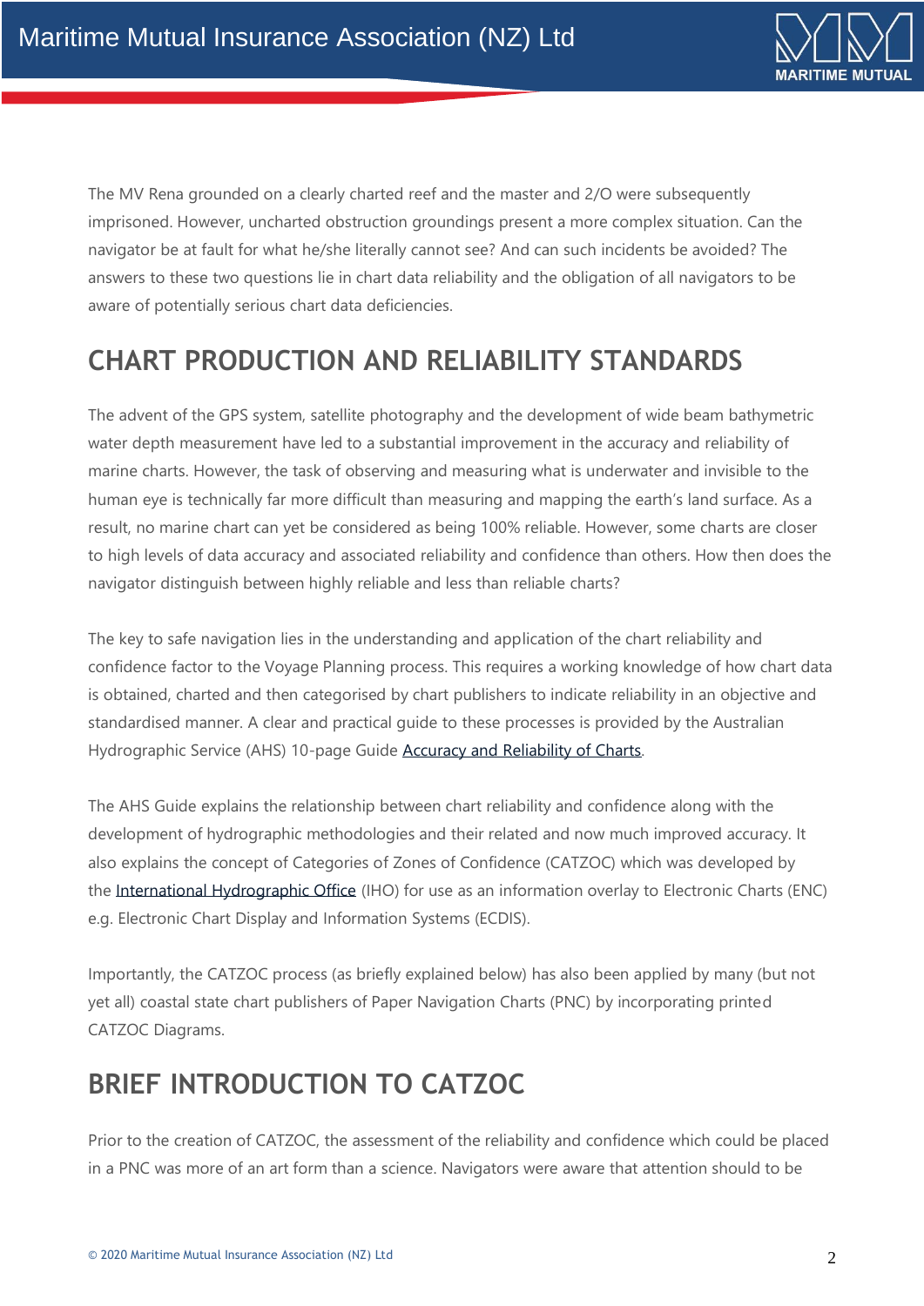The MV Rena grounded on a clearly charted reef and the master and 2/O were subsequently imprisoned. However, uncharted obstruction groundings present a more complex situation. Can the navigator be at fault for what he/she literally cannot see? And can such incidents be avoided? The answers to these two questions lie in chart data reliability and the obligation of all navigators to be aware of potentially serious chart data deficiencies.

## CHART PRODUCTION AND RELIABILITY STANDARDS

The advent of the GPS system, satellite photography and the development of wide beam bathymetric water depth measurement have led to a substantial improvement in the accuracy and reliability of marine charts. However, the task of observing and measuring what is underwater and invisible to the human eye is technically far more difficult than measuring and mapping the earth's land surface. As a result, no marine chart can yet be considered as being 100% reliable. However, some charts are closer to high levels of data accuracy and associated reliability and confidence than others. How then does the navigator distinguish between highly reliable and less than reliable charts?

The key to safe navigation lies in the understanding and application of the chart reliability and confidence factor to the Voyage Planning process. This requires a working knowledge of how chart data is obtained, charted and then categorised by chart publishers to indicate reliability in an objective and standardised manner. A clear and practical guide to these processes is provided by the Australian Hydrographic Service (AHS) 10-page Guide Accuracy and Reliability of Charts.

The AHS Guide explains the relationship between chart reliability and confidence along with the development of hydrographic methodologies and their related and now much improved accuracy. It also explains the concept of Categories of Zones of Confidence (CATZOC) which was developed by the International Hydrographic Office (IHO) for use as an information overlay to Electronic Charts (ENC) e.g. Electronic Chart Display and Information Systems (ECDIS).

Importantly, the CATZOC process (as briefly explained below) has also been applied by many (but not yet all) coastal state chart publishers of Paper Navigation Charts (PNC) by incorporating printed CATZOC Diagrams.

## BRIEF INTRODUCTION TO CATZOC

Prior to the creation of CATZOC, the assessment of the reliability and confidence which could be placed in a PNC was more of an art form than a science. Navigators were aware that attention should to be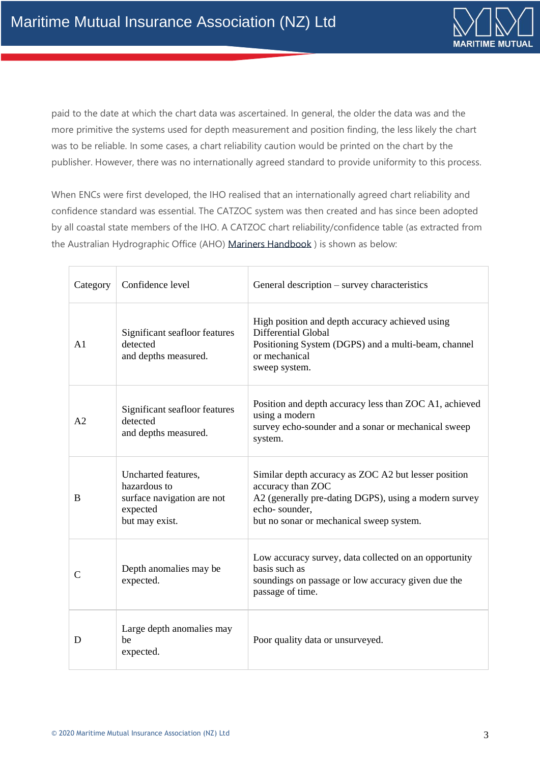paid to the date at which the chart data was ascertained. In general, the older the data was and the more primitive the systems used for depth measurement and position finding, the less likely the chart was to be reliable. In some cases, a chart reliability caution would be printed on the chart by the publisher. However, there was no internationally agreed standard to provide uniformity to this process.

When ENCs were first developed, the IHO realised that an internationally agreed chart reliability and confidence standard was essential. The CATZOC system was then created and has since been adopted by all coastal state members of the IHO. A CATZOC chart reliability/confidence table (as extracted from the Australian Hydrographic Office (AHO) Mariners Handbook ) is shown as below:

| Category | Confidence level | General description – survey characteristics |
|---|---|---|
| A1 | Significant seafloor features detected and depths measured. | High position and depth accuracy achieved using Differential Global Positioning System (DGPS) and a multi-beam, channel or mechanical sweep system. |
| A2 | Significant seafloor features detected and depths measured. | Position and depth accuracy less than ZOC A1, achieved using a modern survey echo-sounder and a sonar or mechanical sweep system. |
| B | Uncharted features, hazardous to surface navigation are not expected but may exist. | Similar depth accuracy as ZOC A2 but lesser position accuracy than ZOC A2 (generally pre-dating DGPS), using a modern survey echo- sounder, but no sonar or mechanical sweep system. |
| C | Depth anomalies may be expected. | Low accuracy survey, data collected on an opportunity basis such as soundings on passage or low accuracy given due the passage of time. |
| D | Large depth anomalies may be expected. | Poor quality data or unsurveyed. |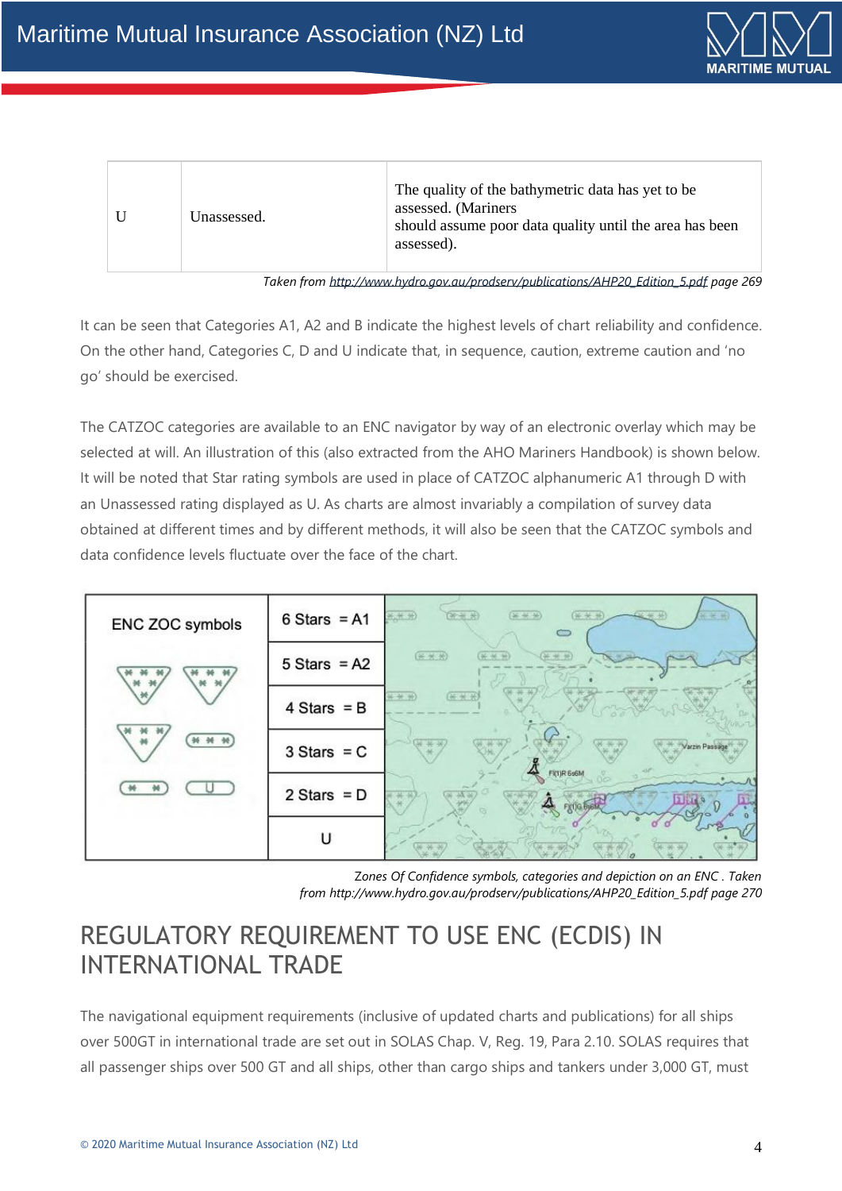| U | Unassessed. | The quality of the bathymetric data has yet to be assessed. (Mariners should assume poor data quality until the area has been assessed). |
|---|---|---|

*Taken from http://www.hydro.gov.au/prodserv/publications/AHP20_Edition_5.pdf page 269*

It can be seen that Categories A1, A2 and B indicate the highest levels of chart reliability and confidence. On the other hand, Categories C, D and U indicate that, in sequence, caution, extreme caution and 'no go' should be exercised.

The CATZOC categories are available to an ENC navigator by way of an electronic overlay which may be selected at will. An illustration of this (also extracted from the AHO Mariners Handbook) is shown below. It will be noted that Star rating symbols are used in place of CATZOC alphanumeric A1 through D with an Unassessed rating displayed as U. As charts are almost invariably a compilation of survey data obtained at different times and by different methods, it will also be seen that the CATZOC symbols and data confidence levels fluctuate over the face of the chart.

| ENC ZOC symbols | |
|---|---|
| | 6 Stars = A1 |
| | 5 Stars = A2 |
| | 4 Stars = B |
| | 3 Stars = C |
| | 2 Stars = D |
| | U |

*Zones Of Confidence symbols, categories and depiction on an ENC . Taken from http://www.hydro.gov.au/prodserv/publications/AHP20_Edition_5.pdf page 270*

## REGULATORY REQUIREMENT TO USE ENC (ECDIS) IN INTERNATIONAL TRADE

The navigational equipment requirements (inclusive of updated charts and publications) for all ships over 500GT in international trade are set out in SOLAS Chap. V, Reg. 19, Para 2.10. SOLAS requires that all passenger ships over 500 GT and all ships, other than cargo ships and tankers under 3,000 GT, must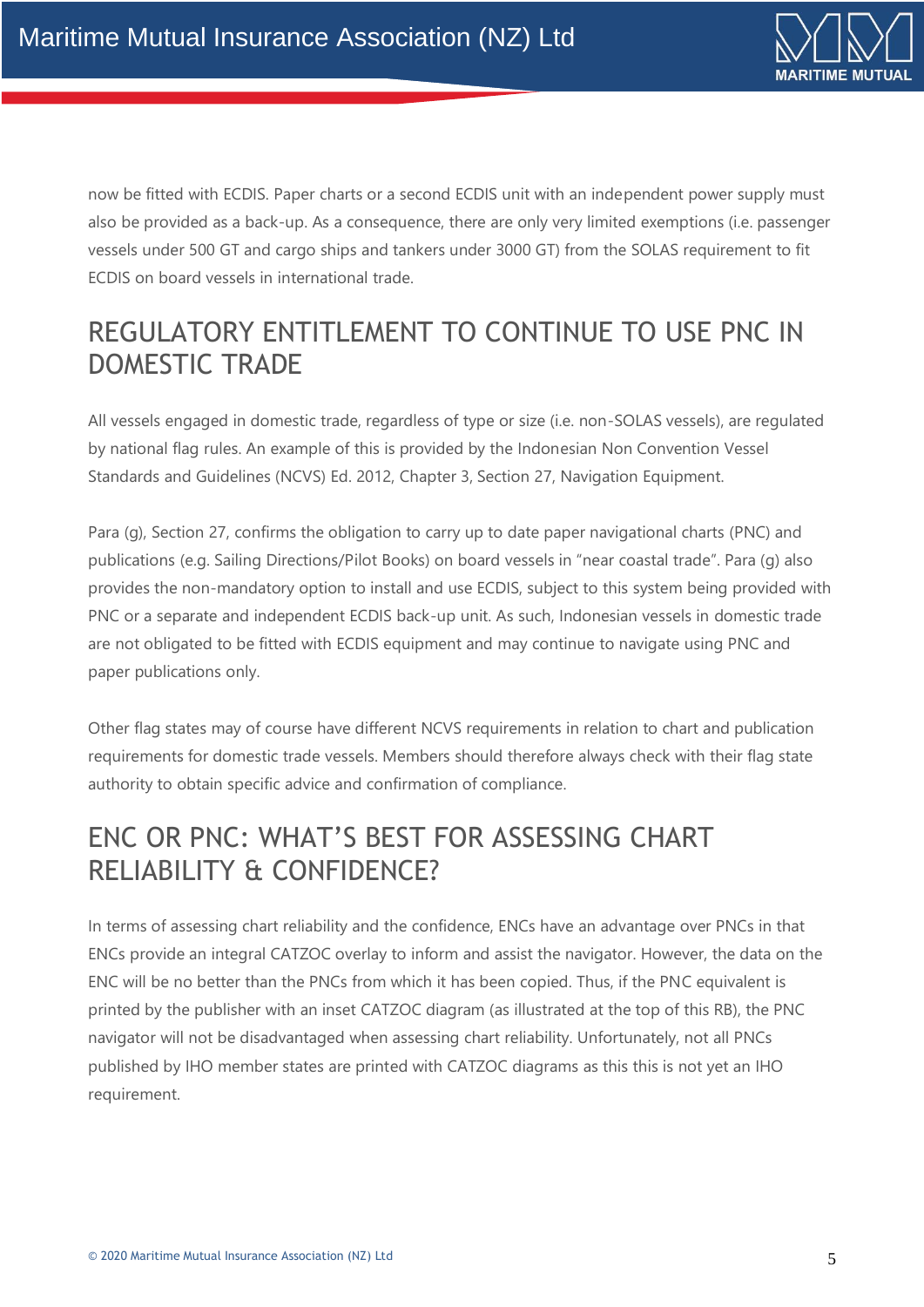now be fitted with ECDIS. Paper charts or a second ECDIS unit with an independent power supply must also be provided as a back-up. As a consequence, there are only very limited exemptions (i.e. passenger vessels under 500 GT and cargo ships and tankers under 3000 GT) from the SOLAS requirement to fit ECDIS on board vessels in international trade.

## REGULATORY ENTITLEMENT TO CONTINUE TO USE PNC IN DOMESTIC TRADE

All vessels engaged in domestic trade, regardless of type or size (i.e. non-SOLAS vessels), are regulated by national flag rules. An example of this is provided by the Indonesian Non Convention Vessel Standards and Guidelines (NCVS) Ed. 2012, Chapter 3, Section 27, Navigation Equipment.

Para (g), Section 27, confirms the obligation to carry up to date paper navigational charts (PNC) and publications (e.g. Sailing Directions/Pilot Books) on board vessels in "near coastal trade". Para (g) also provides the non-mandatory option to install and use ECDIS, subject to this system being provided with PNC or a separate and independent ECDIS back-up unit. As such, Indonesian vessels in domestic trade are not obligated to be fitted with ECDIS equipment and may continue to navigate using PNC and paper publications only.

Other flag states may of course have different NCVS requirements in relation to chart and publication requirements for domestic trade vessels. Members should therefore always check with their flag state authority to obtain specific advice and confirmation of compliance.

## ENC OR PNC: WHAT'S BEST FOR ASSESSING CHART RELIABILITY & CONFIDENCE?

In terms of assessing chart reliability and the confidence, ENCs have an advantage over PNCs in that ENCs provide an integral CATZOC overlay to inform and assist the navigator. However, the data on the ENC will be no better than the PNCs from which it has been copied. Thus, if the PNC equivalent is printed by the publisher with an inset CATZOC diagram (as illustrated at the top of this RB), the PNC navigator will not be disadvantaged when assessing chart reliability. Unfortunately, not all PNCs published by IHO member states are printed with CATZOC diagrams as this this is not yet an IHO requirement.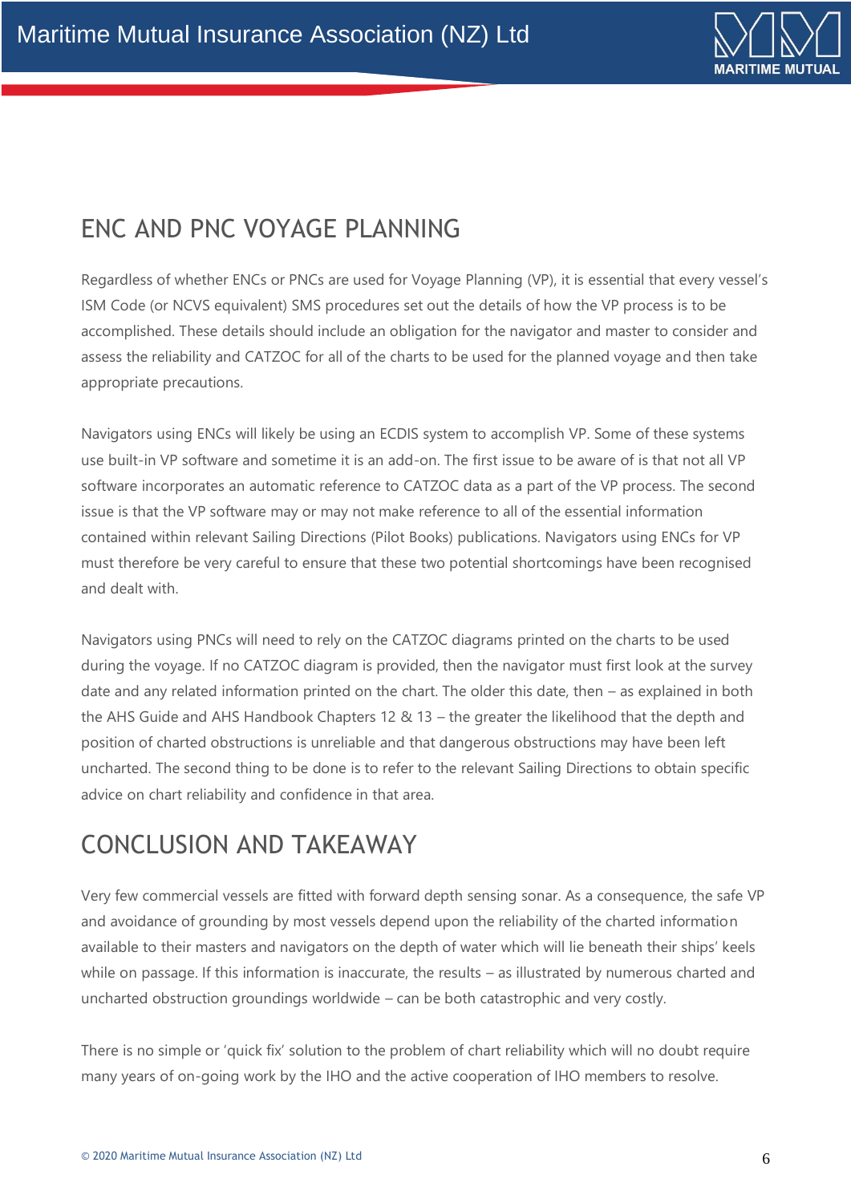## ENC AND PNC VOYAGE PLANNING

Regardless of whether ENCs or PNCs are used for Voyage Planning (VP), it is essential that every vessel's ISM Code (or NCVS equivalent) SMS procedures set out the details of how the VP process is to be accomplished. These details should include an obligation for the navigator and master to consider and assess the reliability and CATZOC for all of the charts to be used for the planned voyage and then take appropriate precautions.

Navigators using ENCs will likely be using an ECDIS system to accomplish VP. Some of these systems use built-in VP software and sometime it is an add-on. The first issue to be aware of is that not all VP software incorporates an automatic reference to CATZOC data as a part of the VP process. The second issue is that the VP software may or may not make reference to all of the essential information contained within relevant Sailing Directions (Pilot Books) publications. Navigators using ENCs for VP must therefore be very careful to ensure that these two potential shortcomings have been recognised and dealt with.

Navigators using PNCs will need to rely on the CATZOC diagrams printed on the charts to be used during the voyage. If no CATZOC diagram is provided, then the navigator must first look at the survey date and any related information printed on the chart. The older this date, then – as explained in both the AHS Guide and AHS Handbook Chapters 12 & 13 – the greater the likelihood that the depth and position of charted obstructions is unreliable and that dangerous obstructions may have been left uncharted. The second thing to be done is to refer to the relevant Sailing Directions to obtain specific advice on chart reliability and confidence in that area.

## CONCLUSION AND TAKEAWAY

Very few commercial vessels are fitted with forward depth sensing sonar. As a consequence, the safe VP and avoidance of grounding by most vessels depend upon the reliability of the charted information available to their masters and navigators on the depth of water which will lie beneath their ships' keels while on passage. If this information is inaccurate, the results – as illustrated by numerous charted and uncharted obstruction groundings worldwide – can be both catastrophic and very costly.

There is no simple or 'quick fix' solution to the problem of chart reliability which will no doubt require many years of on-going work by the IHO and the active cooperation of IHO members to resolve.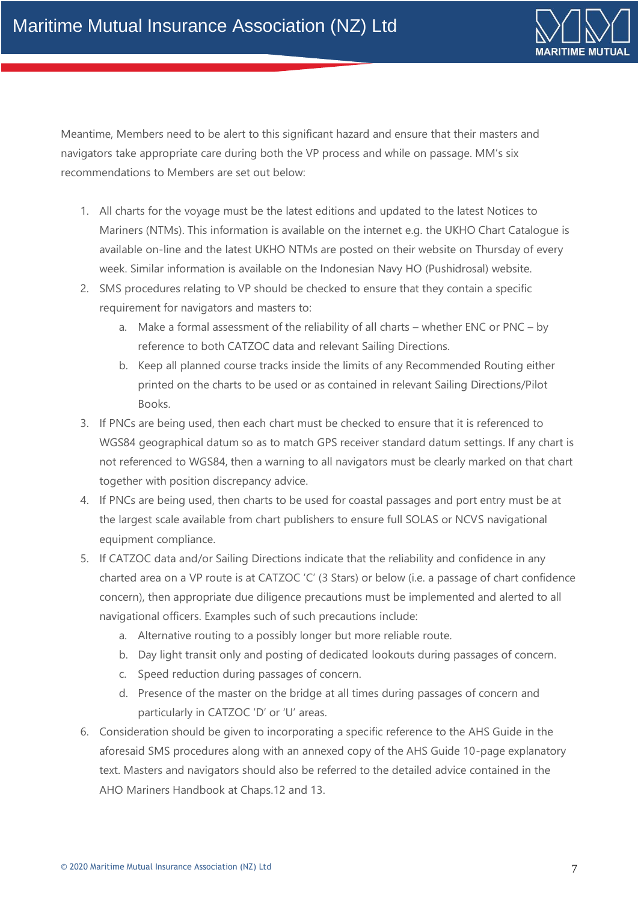Meantime, Members need to be alert to this significant hazard and ensure that their masters and navigators take appropriate care during both the VP process and while on passage. MM's six recommendations to Members are set out below:

1. All charts for the voyage must be the latest editions and updated to the latest Notices to Mariners (NTMs). This information is available on the internet e.g. the UKHO Chart Catalogue is available on-line and the latest UKHO NTMs are posted on their website on Thursday of every week. Similar information is available on the Indonesian Navy HO (Pushidrosal) website.
2. SMS procedures relating to VP should be checked to ensure that they contain a specific requirement for navigators and masters to:
   a. Make a formal assessment of the reliability of all charts – whether ENC or PNC – by reference to both CATZOC data and relevant Sailing Directions.
   b. Keep all planned course tracks inside the limits of any Recommended Routing either printed on the charts to be used or as contained in relevant Sailing Directions/Pilot Books.
3. If PNCs are being used, then each chart must be checked to ensure that it is referenced to WGS84 geographical datum so as to match GPS receiver standard datum settings. If any chart is not referenced to WGS84, then a warning to all navigators must be clearly marked on that chart together with position discrepancy advice.
4. If PNCs are being used, then charts to be used for coastal passages and port entry must be at the largest scale available from chart publishers to ensure full SOLAS or NCVS navigational equipment compliance.
5. If CATZOC data and/or Sailing Directions indicate that the reliability and confidence in any charted area on a VP route is at CATZOC 'C' (3 Stars) or below (i.e. a passage of chart confidence concern), then appropriate due diligence precautions must be implemented and alerted to all navigational officers. Examples such of such precautions include:
   a. Alternative routing to a possibly longer but more reliable route.
   b. Day light transit only and posting of dedicated lookouts during passages of concern.
   c. Speed reduction during passages of concern.
   d. Presence of the master on the bridge at all times during passages of concern and particularly in CATZOC 'D' or 'U' areas.
6. Consideration should be given to incorporating a specific reference to the AHS Guide in the aforesaid SMS procedures along with an annexed copy of the AHS Guide 10-page explanatory text. Masters and navigators should also be referred to the detailed advice contained in the AHO Mariners Handbook at Chaps.12 and 13.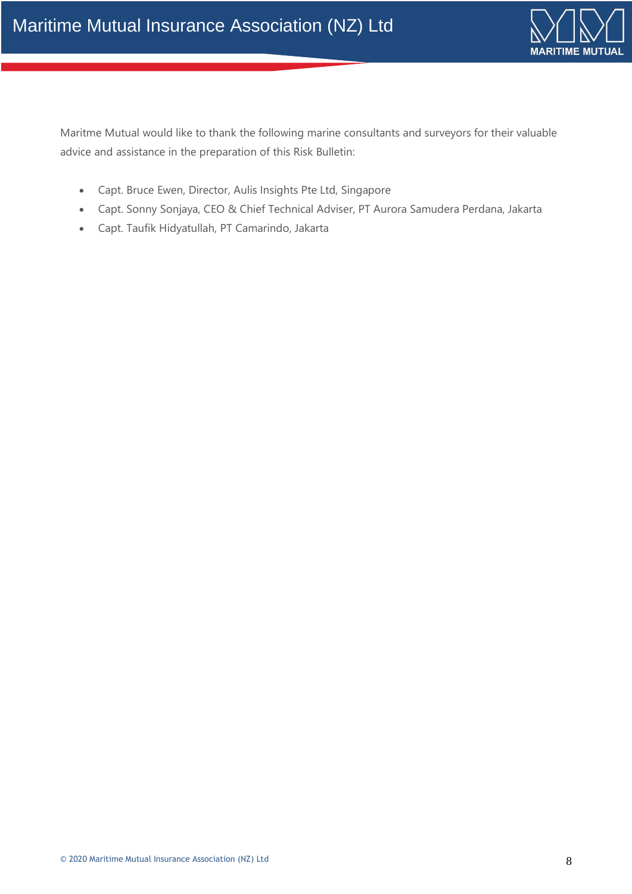Maritme Mutual would like to thank the following marine consultants and surveyors for their valuable advice and assistance in the preparation of this Risk Bulletin:

- Capt. Bruce Ewen, Director, Aulis Insights Pte Ltd, Singapore
- Capt. Sonny Sonjaya, CEO & Chief Technical Adviser, PT Aurora Samudera Perdana, Jakarta
- Capt. Taufik Hidyatullah, PT Camarindo, Jakarta